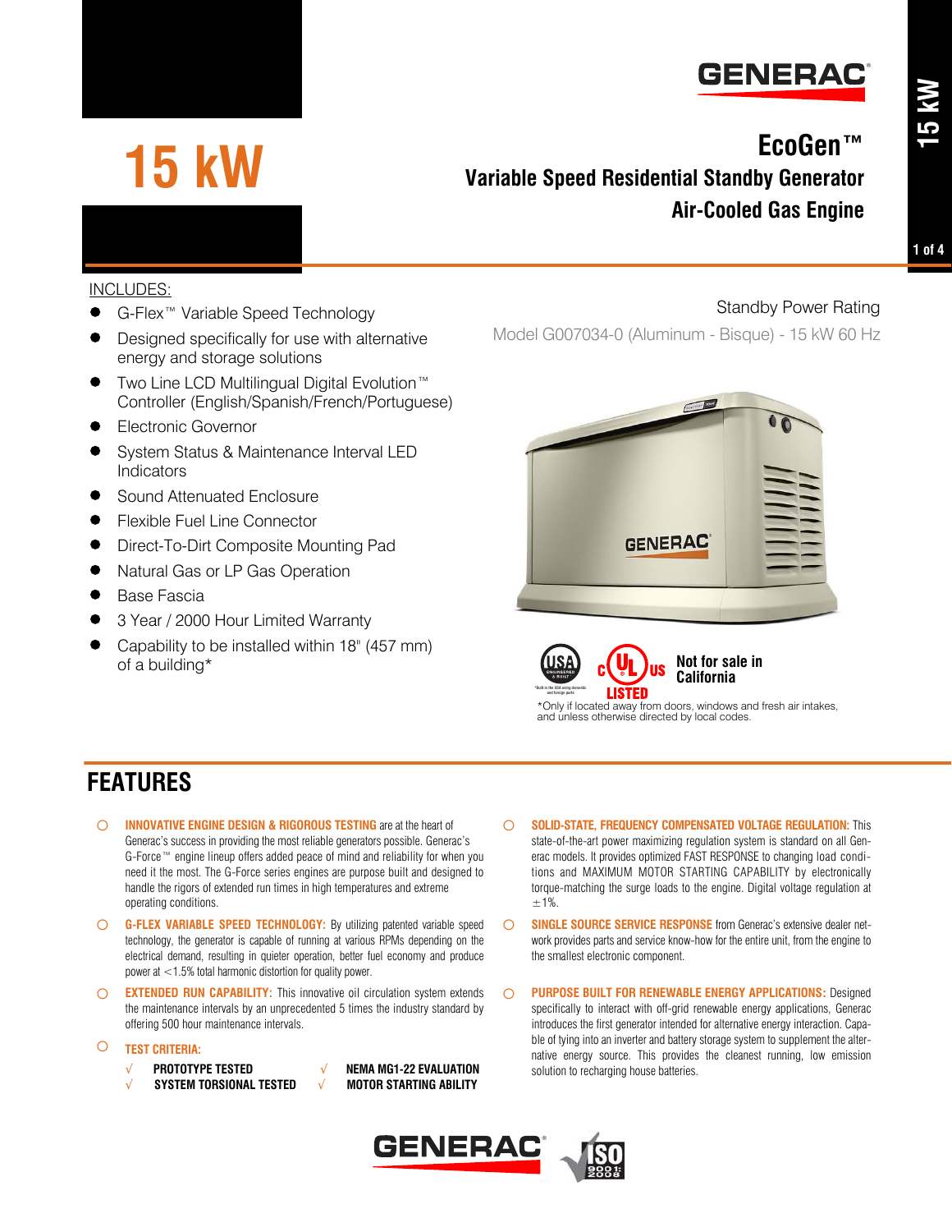# 15 kW

## EcoGen™
## Variable Speed Residential Standby Generator
## Air-Cooled Gas Engine

INCLUDES:

- G-Flex™ Variable Speed Technology
- Designed specifically for use with alternative energy and storage solutions
- Two Line LCD Multilingual Digital Evolution™ Controller (English/Spanish/French/Portuguese)
- Electronic Governor
- System Status & Maintenance Interval LED Indicators
- Sound Attenuated Enclosure
- Flexible Fuel Line Connector
- Direct-To-Dirt Composite Mounting Pad
- Natural Gas or LP Gas Operation
- Base Fascia
- 3 Year / 2000 Hour Limited Warranty
- Capability to be installed within 18" (457 mm) of a building*

Standby Power Rating

Model G007034-0 (Aluminum - Bisque) - 15 kW 60 Hz

Not for sale in California

*Only if located away from doors, windows and fresh air intakes, and unless otherwise directed by local codes.

## FEATURES

- **INNOVATIVE ENGINE DESIGN & RIGOROUS TESTING** are at the heart of Generac's success in providing the most reliable generators possible. Generac's G-Force™ engine lineup offers added peace of mind and reliability for when you need it the most. The G-Force series engines are purpose built and designed to handle the rigors of extended run times in high temperatures and extreme operating conditions.
- **G-FLEX VARIABLE SPEED TECHNOLOGY:** By utilizing patented variable speed technology, the generator is capable of running at various RPMs depending on the electrical demand, resulting in quieter operation, better fuel economy and produce power at <1.5% total harmonic distortion for quality power.
- **EXTENDED RUN CAPABILITY:** This innovative oil circulation system extends the maintenance intervals by an unprecedented 5 times the industry standard by offering 500 hour maintenance intervals.
- **TEST CRITERIA:**
  - √ PROTOTYPE TESTED
  - √ SYSTEM TORSIONAL TESTED
  - √ NEMA MG1-22 EVALUATION
  - √ MOTOR STARTING ABILITY
- **SOLID-STATE, FREQUENCY COMPENSATED VOLTAGE REGULATION:** This state-of-the-art power maximizing regulation system is standard on all Generac models. It provides optimized FAST RESPONSE to changing load conditions and MAXIMUM MOTOR STARTING CAPABILITY by electronically torque-matching the surge loads to the engine. Digital voltage regulation at ±1%.
- **SINGLE SOURCE SERVICE RESPONSE** from Generac's extensive dealer network provides parts and service know-how for the entire unit, from the engine to the smallest electronic component.
- **PURPOSE BUILT FOR RENEWABLE ENERGY APPLICATIONS:** Designed specifically to interact with off-grid renewable energy applications, Generac introduces the first generator intended for alternative energy interaction. Capable of tying into an inverter and battery storage system to supplement the alternative energy source. This provides the cleanest running, low emission solution to recharging house batteries.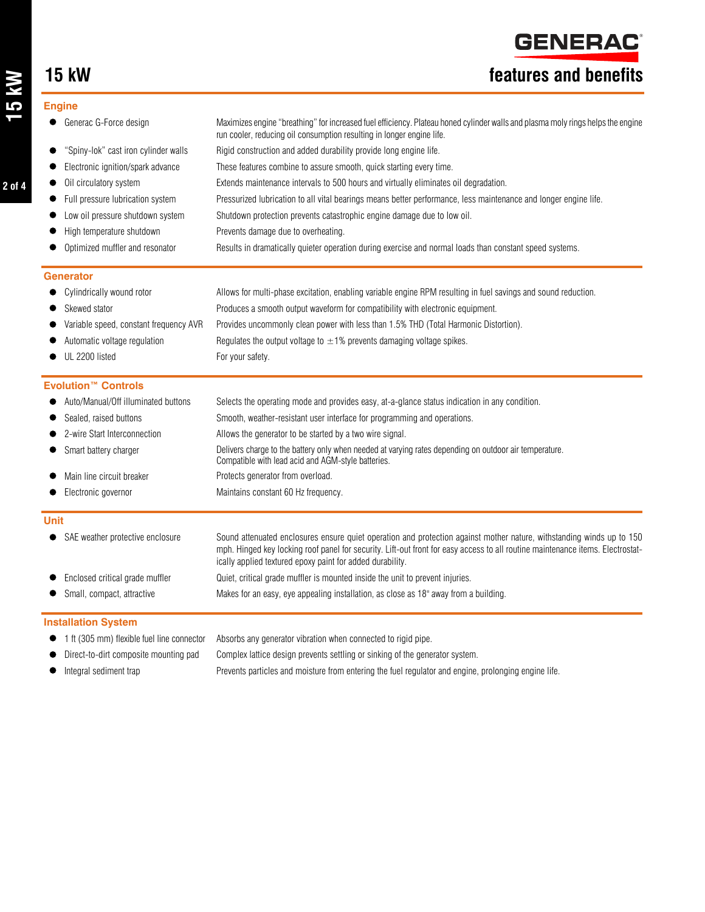# 15 kW

## features and benefits

### Engine

| | |
|---|---|
| Generac G-Force design | Maximizes engine "breathing" for increased fuel efficiency. Plateau honed cylinder walls and plasma moly rings helps the engine run cooler, reducing oil consumption resulting in longer engine life. |
| "Spiny-lok" cast iron cylinder walls | Rigid construction and added durability provide long engine life. |
| Electronic ignition/spark advance | These features combine to assure smooth, quick starting every time. |
| Oil circulatory system | Extends maintenance intervals to 500 hours and virtually eliminates oil degradation. |
| Full pressure lubrication system | Pressurized lubrication to all vital bearings means better performance, less maintenance and longer engine life. |
| Low oil pressure shutdown system | Shutdown protection prevents catastrophic engine damage due to low oil. |
| High temperature shutdown | Prevents damage due to overheating. |
| Optimized muffler and resonator | Results in dramatically quieter operation during exercise and normal loads than constant speed systems. |

### Generator

| | |
|---|---|
| Cylindrically wound rotor | Allows for multi-phase excitation, enabling variable engine RPM resulting in fuel savings and sound reduction. |
| Skewed stator | Produces a smooth output waveform for compatibility with electronic equipment. |
| Variable speed, constant frequency AVR | Provides uncommonly clean power with less than 1.5% THD (Total Harmonic Distortion). |
| Automatic voltage regulation | Regulates the output voltage to ±1% prevents damaging voltage spikes. |
| UL 2200 listed | For your safety. |

### Evolution™ Controls

| | |
|---|---|
| Auto/Manual/Off illuminated buttons | Selects the operating mode and provides easy, at-a-glance status indication in any condition. |
| Sealed, raised buttons | Smooth, weather-resistant user interface for programming and operations. |
| 2-wire Start Interconnection | Allows the generator to be started by a two wire signal. |
| Smart battery charger | Delivers charge to the battery only when needed at varying rates depending on outdoor air temperature. Compatible with lead acid and AGM-style batteries. |
| Main line circuit breaker | Protects generator from overload. |
| Electronic governor | Maintains constant 60 Hz frequency. |

### Unit

| | |
|---|---|
| SAE weather protective enclosure | Sound attenuated enclosures ensure quiet operation and protection against mother nature, withstanding winds up to 150 mph. Hinged key locking roof panel for security. Lift-out front for easy access to all routine maintenance items. Electrostatically applied textured epoxy paint for added durability. |
| Enclosed critical grade muffler | Quiet, critical grade muffler is mounted inside the unit to prevent injuries. |
| Small, compact, attractive | Makes for an easy, eye appealing installation, as close as 18" away from a building. |

### Installation System

| | |
|---|---|
| 1 ft (305 mm) flexible fuel line connector | Absorbs any generator vibration when connected to rigid pipe. |
| Direct-to-dirt composite mounting pad | Complex lattice design prevents settling or sinking of the generator system. |
| Integral sediment trap | Prevents particles and moisture from entering the fuel regulator and engine, prolonging engine life. |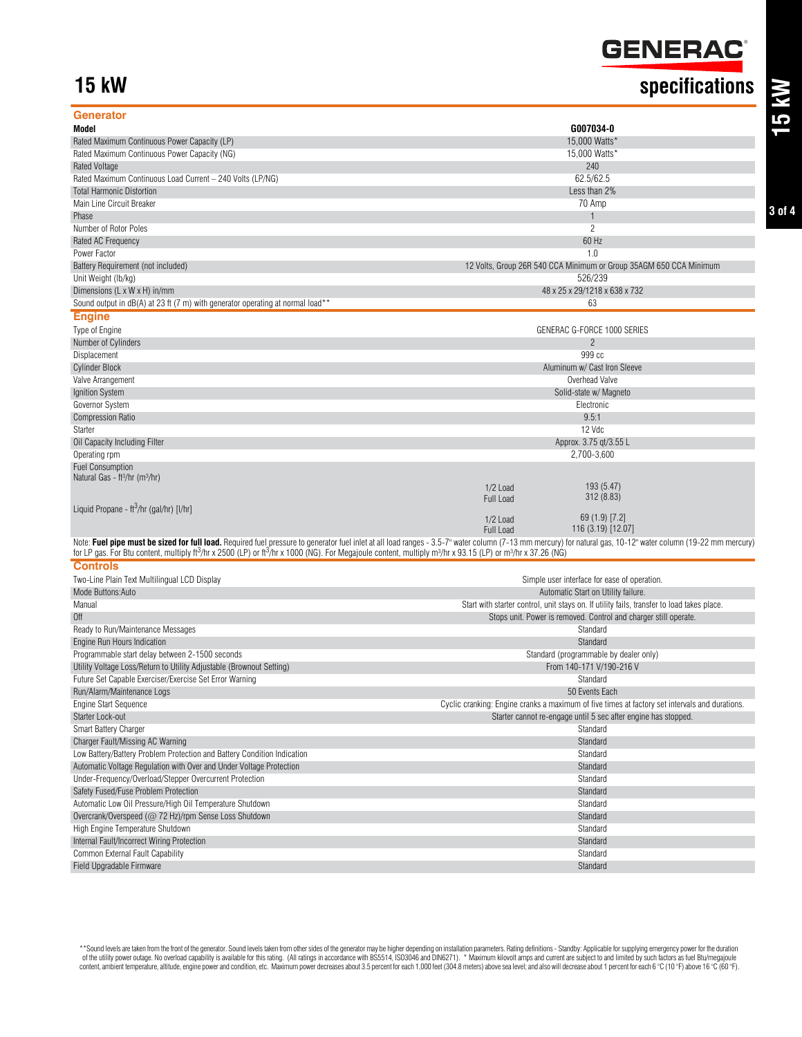# 15 kW

# specifications

## Generator

| Model | G007034-0 |
|---|---|
| Rated Maximum Continuous Power Capacity (LP) | 15,000 Watts* |
| Rated Maximum Continuous Power Capacity (NG) | 15,000 Watts* |
| Rated Voltage | 240 |
| Rated Maximum Continuous Load Current – 240 Volts (LP/NG) | 62.5/62.5 |
| Total Harmonic Distortion | Less than 2% |
| Main Line Circuit Breaker | 70 Amp |
| Phase | 1 |
| Number of Rotor Poles | 2 |
| Rated AC Frequency | 60 Hz |
| Power Factor | 1.0 |
| Battery Requirement (not included) | 12 Volts, Group 26R 540 CCA Minimum or Group 35AGM 650 CCA Minimum |
| Unit Weight (lb/kg) | 526/239 |
| Dimensions (L x W x H) in/mm | 48 x 25 x 29/1218 x 638 x 732 |
| Sound output in dB(A) at 23 ft (7 m) with generator operating at normal load** | 63 |

## Engine

| | | |
|---|---|---|
| Type of Engine | | GENERAC G-FORCE 1000 SERIES |
| Number of Cylinders | | 2 |
| Displacement | | 999 cc |
| Cylinder Block | | Aluminum w/ Cast Iron Sleeve |
| Valve Arrangement | | Overhead Valve |
| Ignition System | | Solid-state w/ Magneto |
| Governor System | | Electronic |
| Compression Ratio | | 9.5:1 |
| Starter | | 12 Vdc |
| Oil Capacity Including Filter | | Approx. 3.75 qt/3.55 L |
| Operating rpm | | 2,700-3,600 |
| Fuel Consumption | | |
| Natural Gas - $ft^3$/hr ($m^3$/hr) | 1/2 Load | 193 (5.47) |
| | Full Load | 312 (8.83) |
| Liquid Propane - $ft^3$/hr (gal/hr) [l/hr] | 1/2 Load | 69 (1.9) [7.2] |
| | Full Load | 116 (3.19) [12.07] |

Note: **Fuel pipe must be sized for full load.** Required fuel pressure to generator fuel inlet at all load ranges - 3.5-7" water column (7-13 mm mercury) for natural gas, 10-12" water column (19-22 mm mercury) for LP gas. For Btu content, multiply $ft^3$/hr x 2500 (LP) or $ft^3$/hr x 1000 (NG). For Megajoule content, multiply $m^3$/hr x 93.15 (LP) or $m^3$/hr x 37.26 (NG)

## Controls

| | |
|---|---|
| Two-Line Plain Text Multilingual LCD Display | Simple user interface for ease of operation. |
| Mode Buttons:Auto | Automatic Start on Utility failure. |
| Manual | Start with starter control, unit stays on. If utility fails, transfer to load takes place. |
| Off | Stops unit. Power is removed. Control and charger still operate. |
| Ready to Run/Maintenance Messages | Standard |
| Engine Run Hours Indication | Standard |
| Programmable start delay between 2-1500 seconds | Standard (programmable by dealer only) |
| Utility Voltage Loss/Return to Utility Adjustable (Brownout Setting) | From 140-171 V/190-216 V |
| Future Set Capable Exerciser/Exercise Set Error Warning | Standard |
| Run/Alarm/Maintenance Logs | 50 Events Each |
| Engine Start Sequence | Cyclic cranking: Engine cranks a maximum of five times at factory set intervals and durations. |
| Starter Lock-out | Starter cannot re-engage until 5 sec after engine has stopped. |
| Smart Battery Charger | Standard |
| Charger Fault/Missing AC Warning | Standard |
| Low Battery/Battery Problem Protection and Battery Condition Indication | Standard |
| Automatic Voltage Regulation with Over and Under Voltage Protection | Standard |
| Under-Frequency/Overload/Stepper Overcurrent Protection | Standard |
| Safety Fused/Fuse Problem Protection | Standard |
| Automatic Low Oil Pressure/High Oil Temperature Shutdown | Standard |
| Overcrank/Overspeed (@ 72 Hz)/rpm Sense Loss Shutdown | Standard |
| High Engine Temperature Shutdown | Standard |
| Internal Fault/Incorrect Wiring Protection | Standard |
| Common External Fault Capability | Standard |
| Field Upgradable Firmware | Standard |

**Sound levels are taken from the front of the generator. Sound levels taken from other sides of the generator may be higher depending on installation parameters. Rating definitions - Standby: Applicable for supplying emergency power for the duration of the utility power outage. No overload capability is available for this rating. (All ratings in accordance with BS5514, ISO3046 and DIN6271). * Maximum kilovolt amps and current are subject to and limited by such factors as fuel Btu/megajoule content, ambient temperature, altitude, engine power and condition, etc. Maximum power decreases about 3.5 percent for each 1,000 feet (304.8 meters) above sea level; and also will decrease about 1 percent for each 6 °C (10 °F) above 16 °C (60 °F).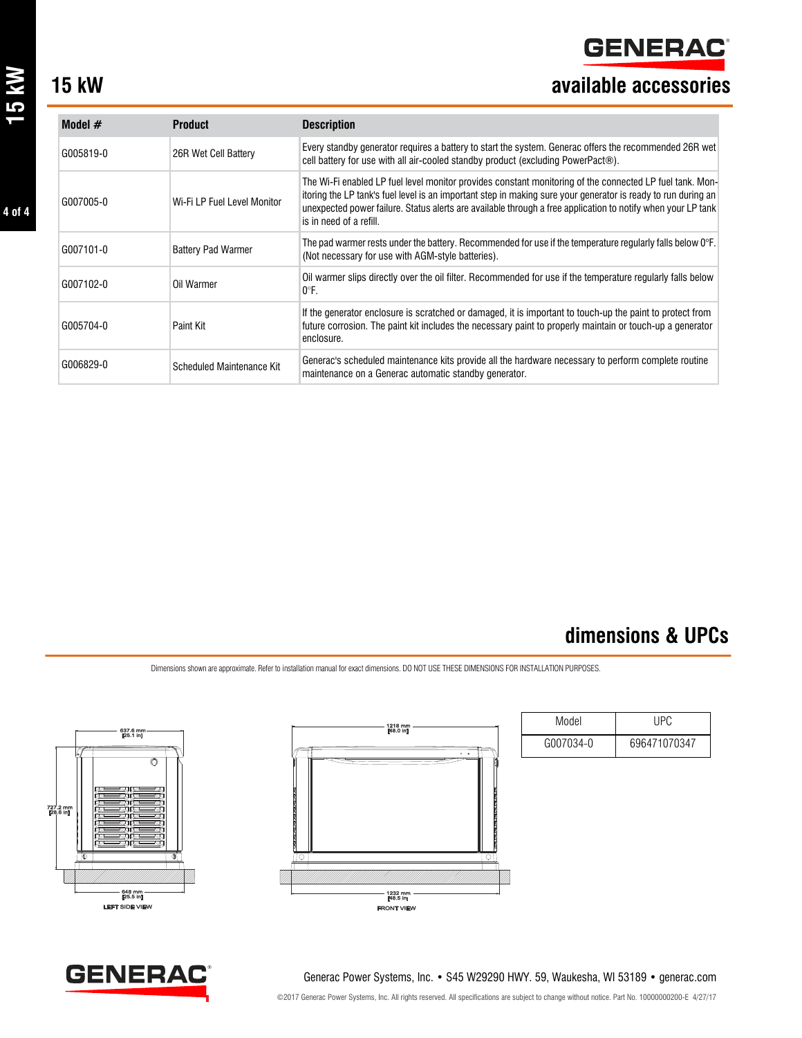## 15 kW

## available accessories

| Model # | Product | Description |
| --- | --- | --- |
| G005819-0 | 26R Wet Cell Battery | Every standby generator requires a battery to start the system. Generac offers the recommended 26R wet cell battery for use with all air-cooled standby product (excluding PowerPact®). |
| G007005-0 | Wi-Fi LP Fuel Level Monitor | The Wi-Fi enabled LP fuel level monitor provides constant monitoring of the connected LP fuel tank. Monitoring the LP tank's fuel level is an important step in making sure your generator is ready to run during an unexpected power failure. Status alerts are available through a free application to notify when your LP tank is in need of a refill. |
| G007101-0 | Battery Pad Warmer | The pad warmer rests under the battery. Recommended for use if the temperature regularly falls below 0°F. (Not necessary for use with AGM-style batteries). |
| G007102-0 | Oil Warmer | Oil warmer slips directly over the oil filter. Recommended for use if the temperature regularly falls below 0°F. |
| G005704-0 | Paint Kit | If the generator enclosure is scratched or damaged, it is important to touch-up the paint to protect from future corrosion. The paint kit includes the necessary paint to properly maintain or touch-up a generator enclosure. |
| G006829-0 | Scheduled Maintenance Kit | Generac's scheduled maintenance kits provide all the hardware necessary to perform complete routine maintenance on a Generac automatic standby generator. |

## dimensions & UPCs

Dimensions shown are approximate. Refer to installation manual for exact dimensions. DO NOT USE THESE DIMENSIONS FOR INSTALLATION PURPOSES.

637.6 mm [25.1 in]

727.2 mm [28.6 in]

648 mm [25.5 in]

LEFT SIDE VIEW

1218 mm [48.0 in]

1232 mm [48.5 in]

FRONT VIEW

| Model | UPC |
| --- | --- |
| G007034-0 | 696471070347 |

Generac Power Systems, Inc. • S45 W29290 HWY. 59, Waukesha, WI 53189 • generac.com

©2017 Generac Power Systems, Inc. All rights reserved. All specifications are subject to change without notice. Part No. 10000000200-E 4/27/17